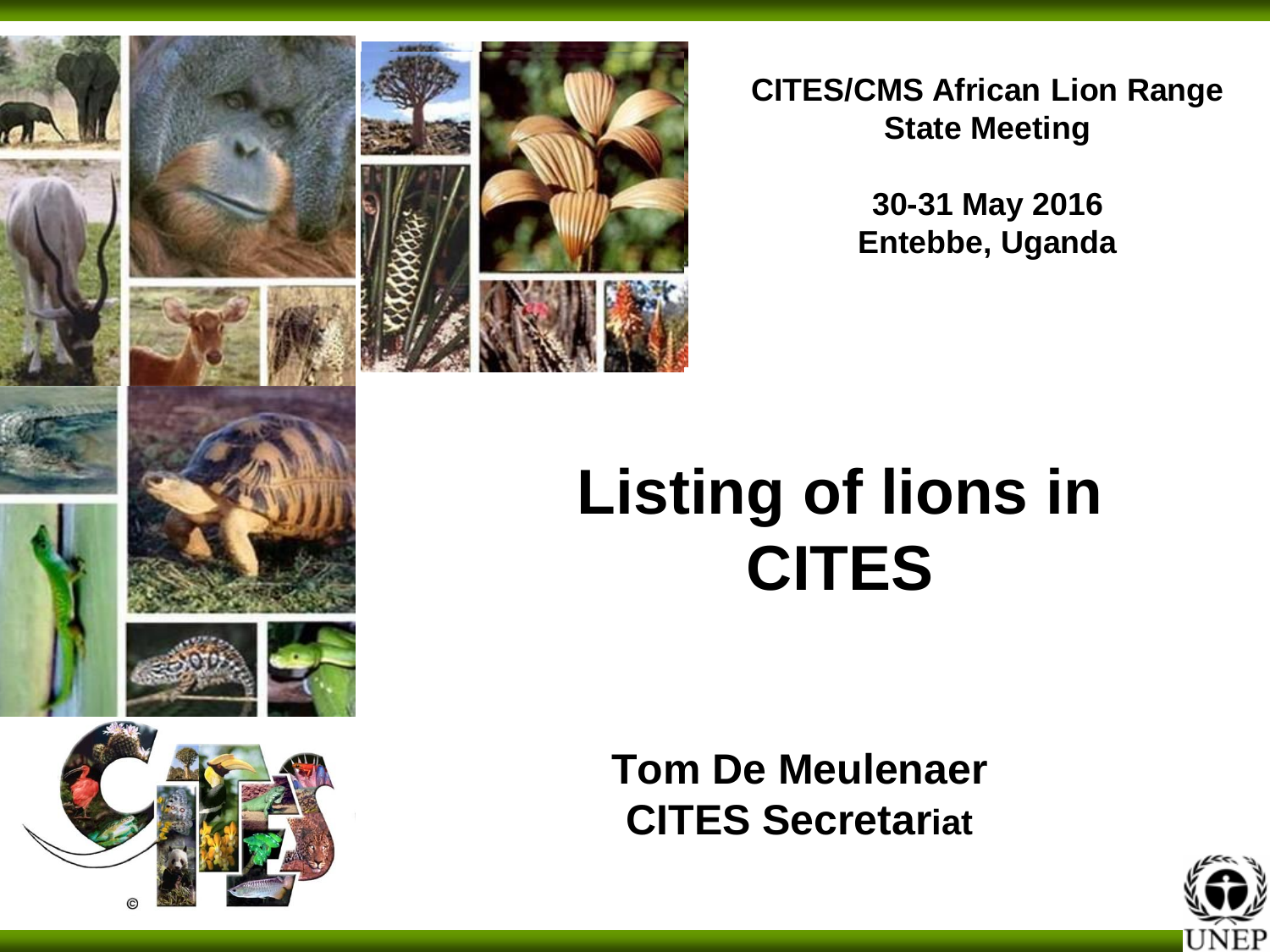**CITES/CMS African Lion Range State Meeting**

**30-31 May 2016**
**Entebbe, Uganda**

# Listing of lions in CITES

**Tom De Meulenaer**
**CITES Secretariat**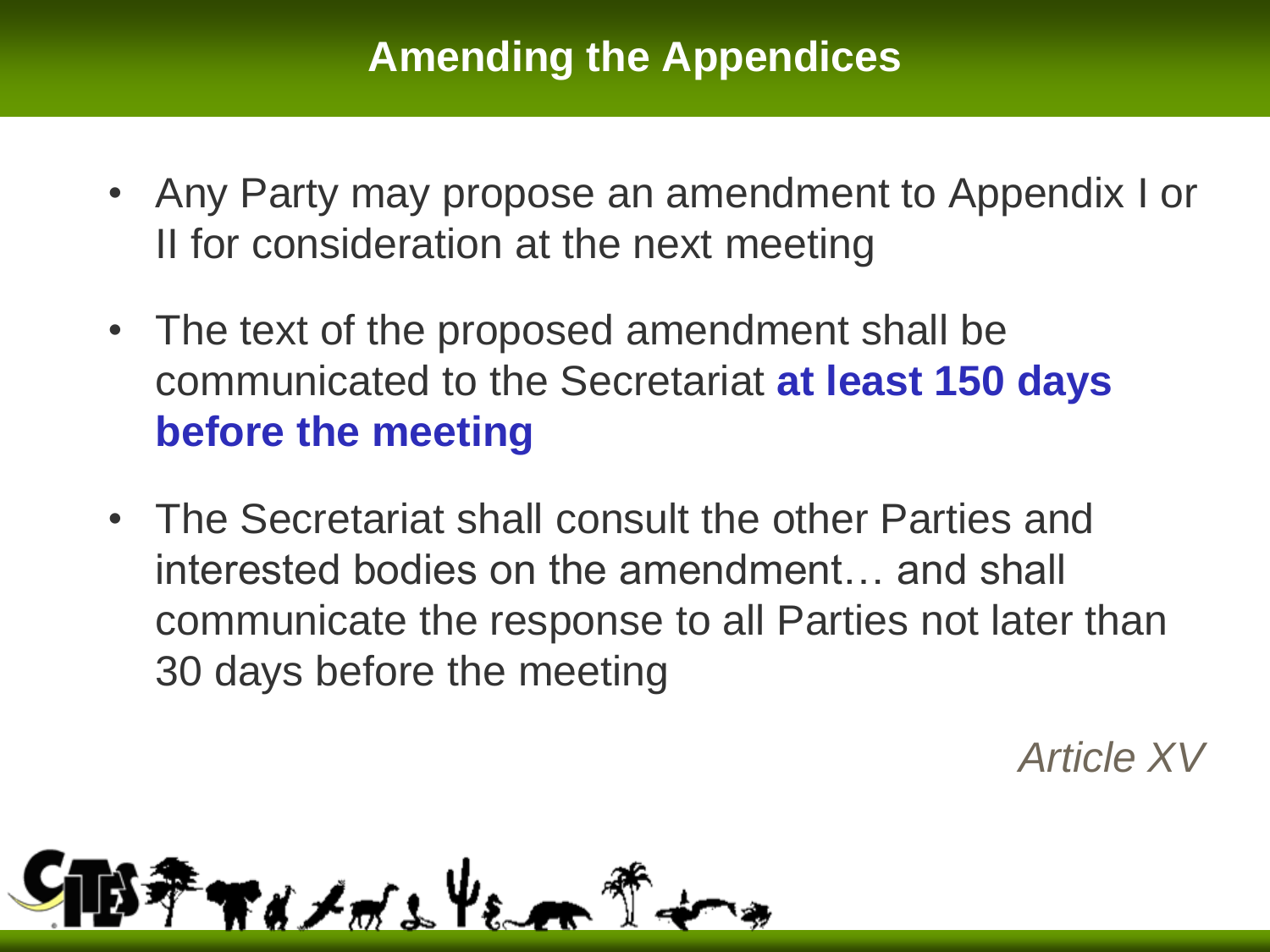# Amending the Appendices

- Any Party may propose an amendment to Appendix I or II for consideration at the next meeting
- The text of the proposed amendment shall be communicated to the Secretariat **at least 150 days before the meeting**
- The Secretariat shall consult the other Parties and interested bodies on the amendment… and shall communicate the response to all Parties not later than 30 days before the meeting

*Article XV*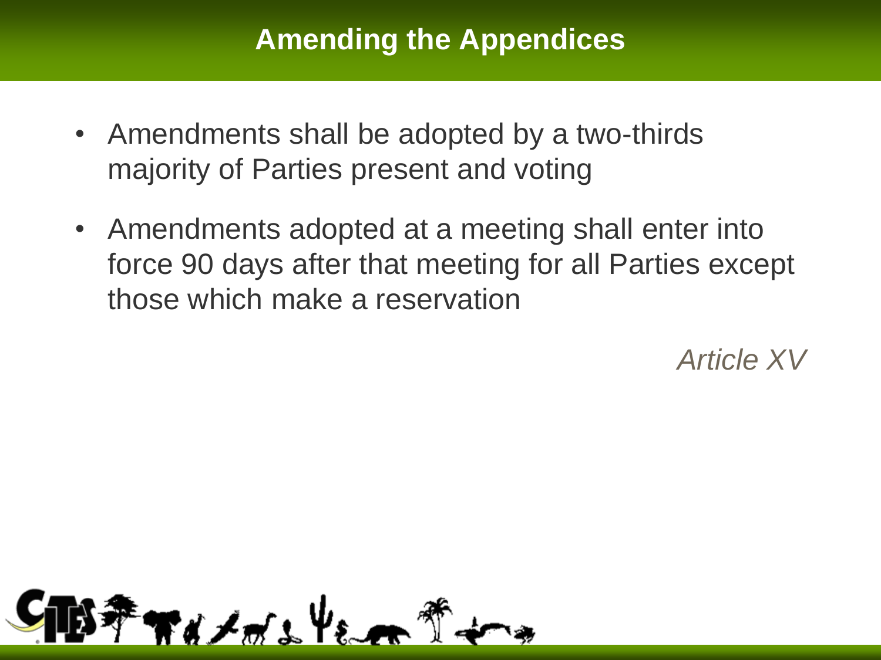# Amending the Appendices

- Amendments shall be adopted by a two-thirds majority of Parties present and voting
- Amendments adopted at a meeting shall enter into force 90 days after that meeting for all Parties except those which make a reservation

*Article XV*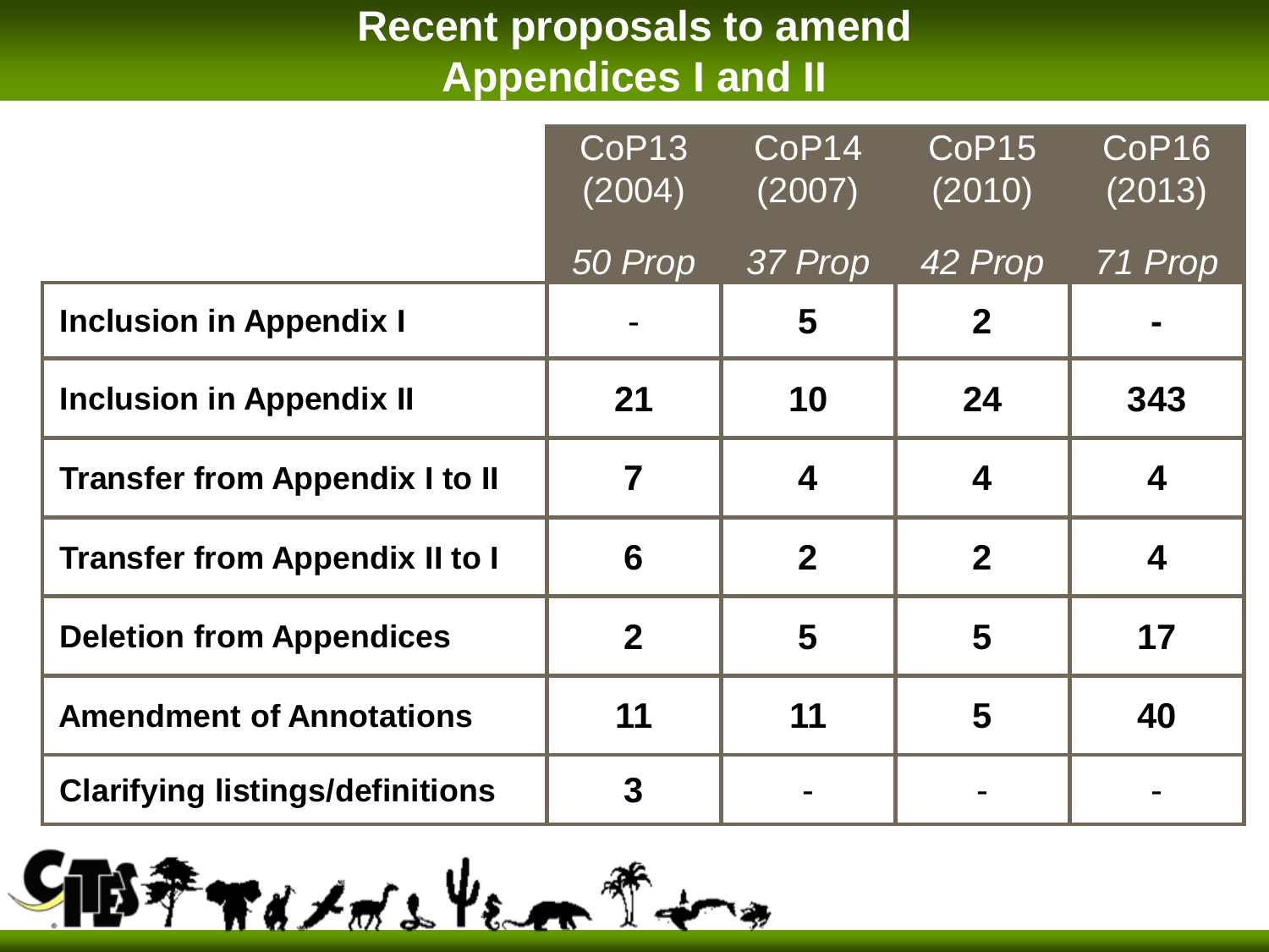# Recent proposals to amend Appendices I and II

| | CoP13 (2004) *50 Prop* | CoP14 (2007) *37 Prop* | CoP15 (2010) *42 Prop* | CoP16 (2013) *71 Prop* |
|---|---|---|---|---|
| **Inclusion in Appendix I** | - | **5** | **2** | **-** |
| **Inclusion in Appendix II** | **21** | **10** | **24** | **343** |
| **Transfer from Appendix I to II** | **7** | **4** | **4** | **4** |
| **Transfer from Appendix II to I** | **6** | **2** | **2** | **4** |
| **Deletion from Appendices** | **2** | **5** | **5** | **17** |
| **Amendment of Annotations** | **11** | **11** | **5** | **40** |
| **Clarifying listings/definitions** | **3** | - | - | - |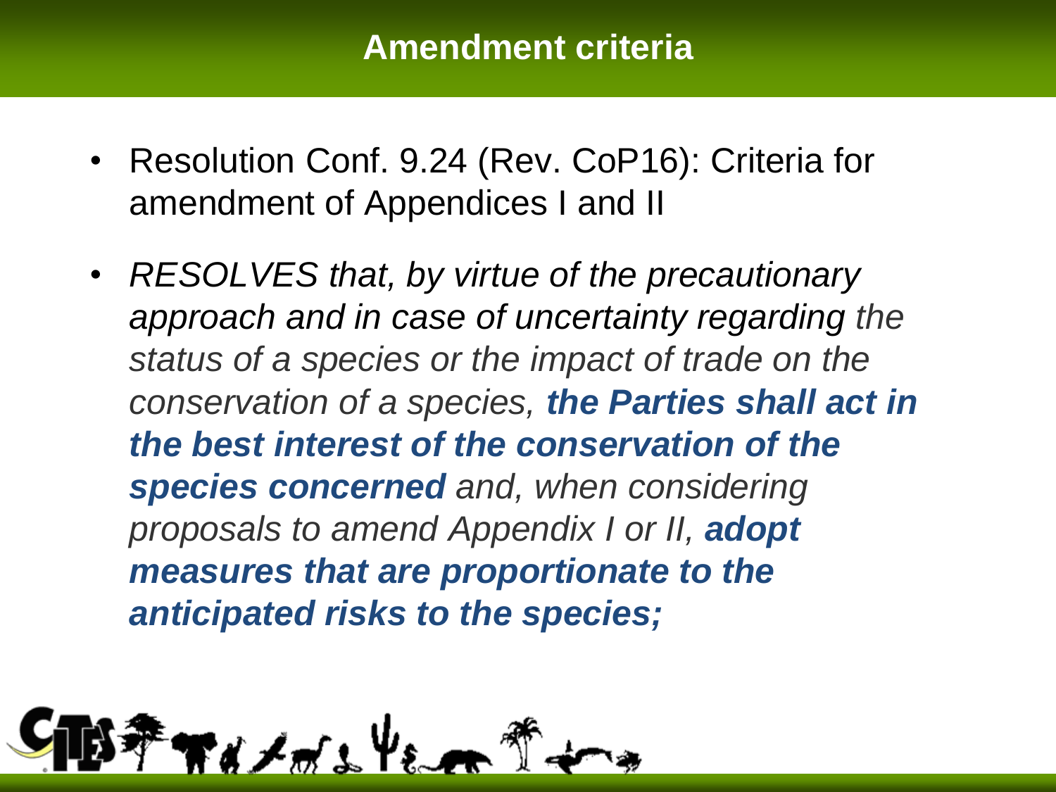## Amendment criteria

- Resolution Conf. 9.24 (Rev. CoP16): Criteria for amendment of Appendices I and II
- *RESOLVES that, by virtue of the precautionary approach and in case of uncertainty regarding the status of a species or the impact of trade on the conservation of a species,* ***the Parties shall act in the best interest of the conservation of the species concerned*** *and, when considering proposals to amend Appendix I or II,* ***adopt measures that are proportionate to the anticipated risks to the species;***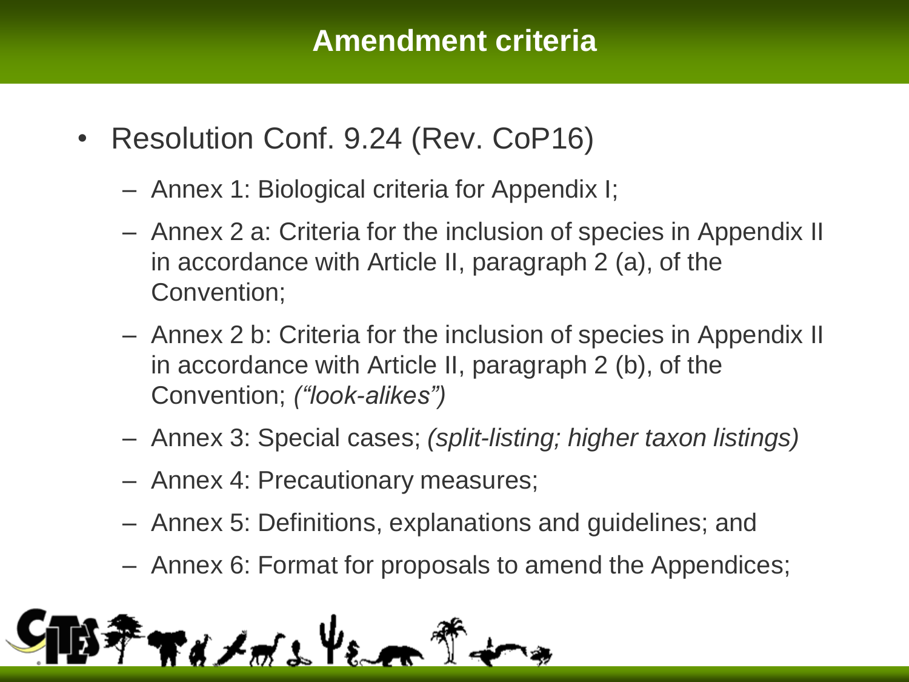# Amendment criteria

- Resolution Conf. 9.24 (Rev. CoP16)
  - Annex 1: Biological criteria for Appendix I;
  - Annex 2 a: Criteria for the inclusion of species in Appendix II in accordance with Article II, paragraph 2 (a), of the Convention;
  - Annex 2 b: Criteria for the inclusion of species in Appendix II in accordance with Article II, paragraph 2 (b), of the Convention; *("look-alikes")*
  - Annex 3: Special cases; *(split-listing; higher taxon listings)*
  - Annex 4: Precautionary measures;
  - Annex 5: Definitions, explanations and guidelines; and
  - Annex 6: Format for proposals to amend the Appendices;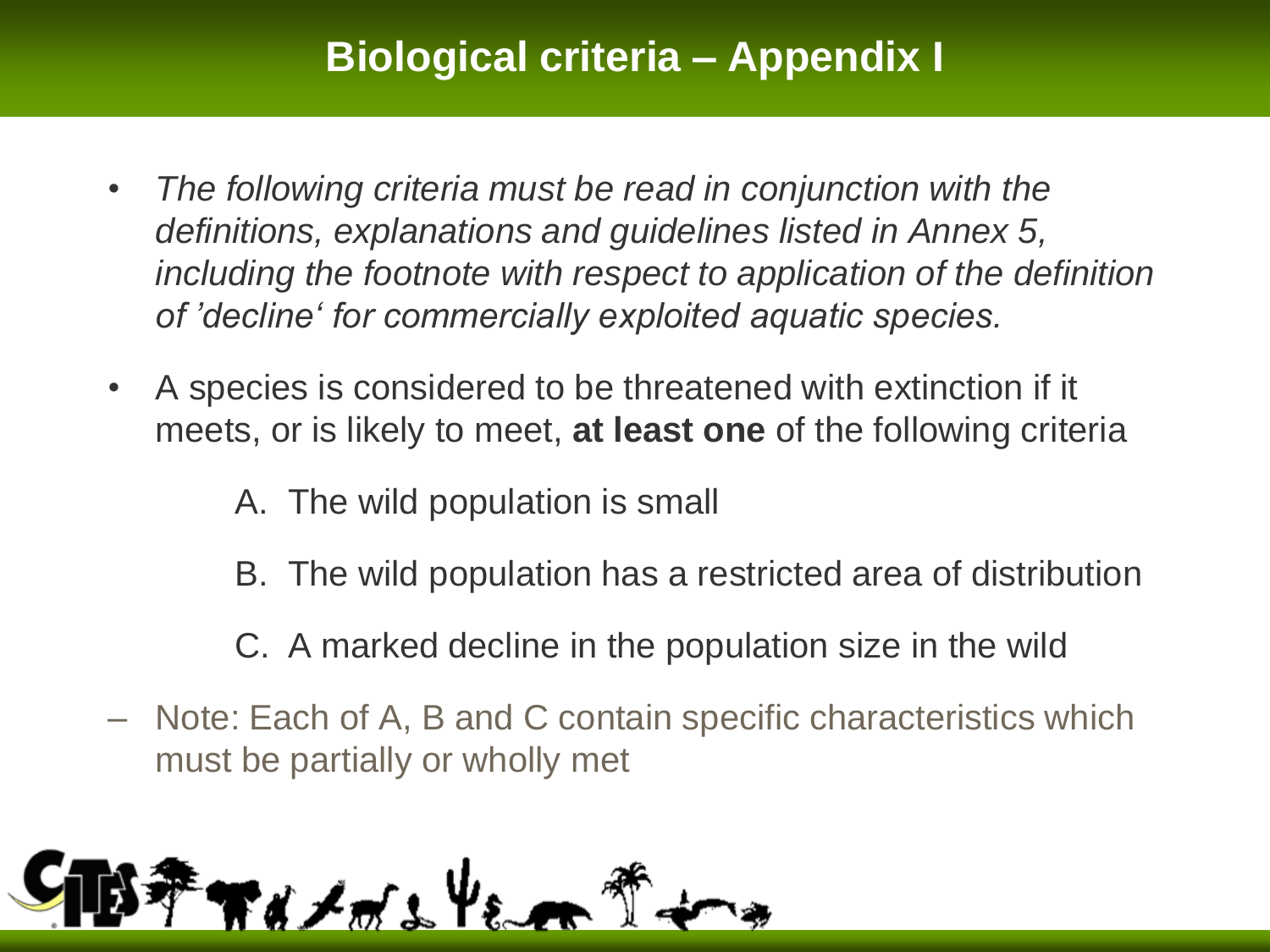# Biological criteria – Appendix I

- *The following criteria must be read in conjunction with the definitions, explanations and guidelines listed in Annex 5, including the footnote with respect to application of the definition of 'decline' for commercially exploited aquatic species.*
- A species is considered to be threatened with extinction if it meets, or is likely to meet, **at least one** of the following criteria

  A. The wild population is small

  B. The wild population has a restricted area of distribution

  C. A marked decline in the population size in the wild

– Note: Each of A, B and C contain specific characteristics which must be partially or wholly met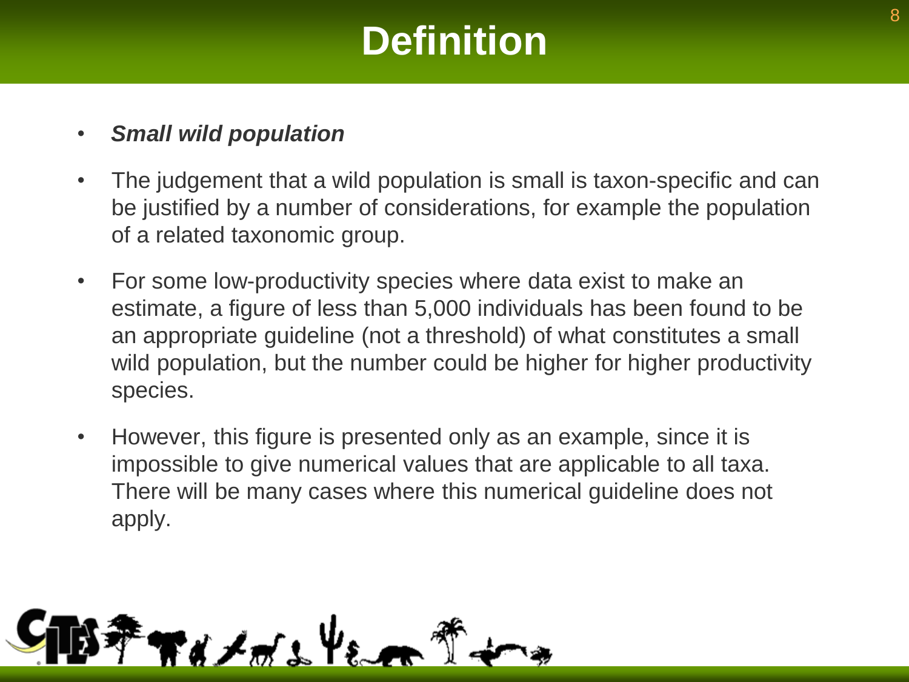# Definition

- ***Small wild population***
- The judgement that a wild population is small is taxon-specific and can be justified by a number of considerations, for example the population of a related taxonomic group.
- For some low-productivity species where data exist to make an estimate, a figure of less than 5,000 individuals has been found to be an appropriate guideline (not a threshold) of what constitutes a small wild population, but the number could be higher for higher productivity species.
- However, this figure is presented only as an example, since it is impossible to give numerical values that are applicable to all taxa. There will be many cases where this numerical guideline does not apply.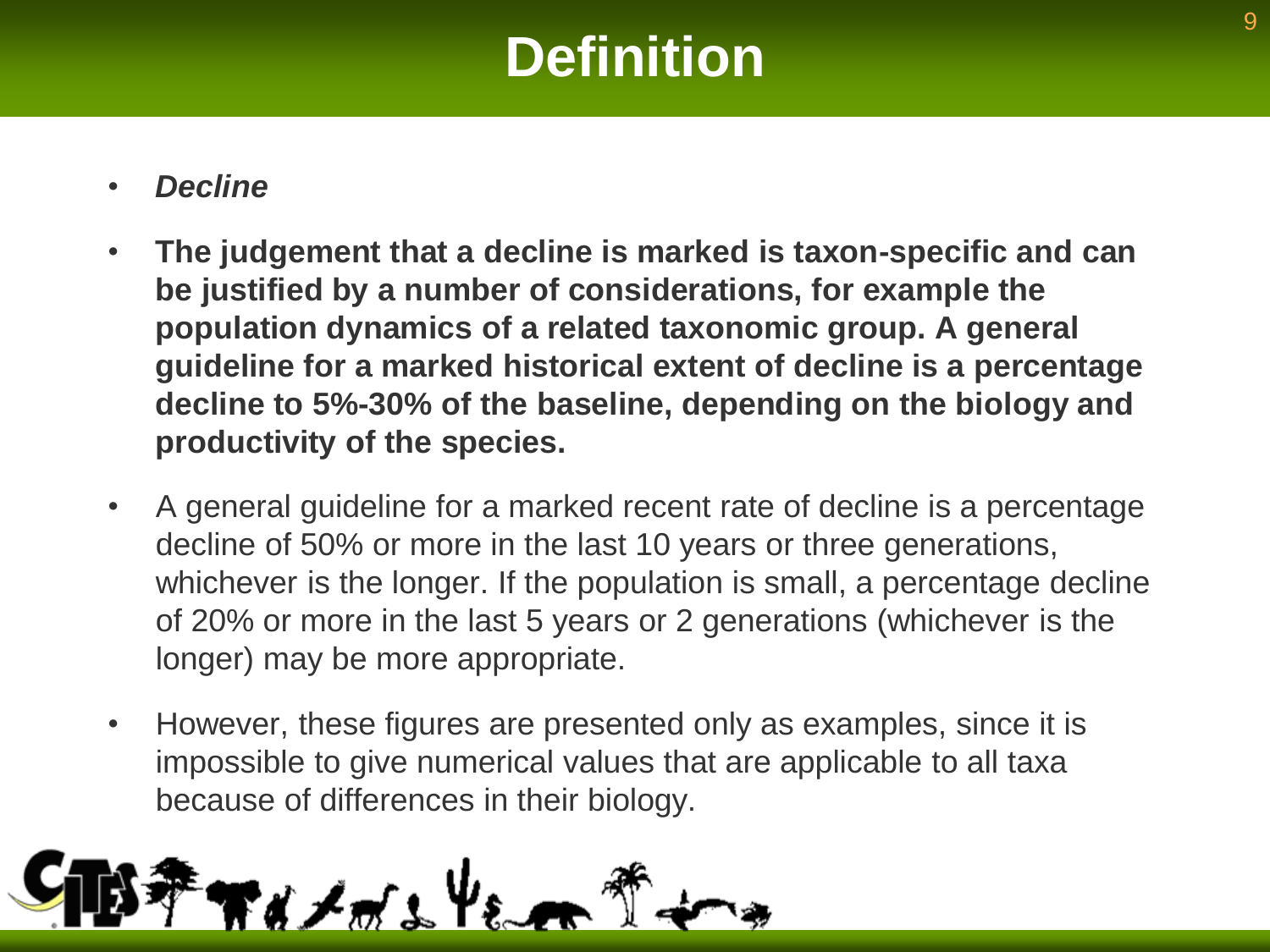# Definition

- ***Decline***
- **The judgement that a decline is marked is taxon-specific and can be justified by a number of considerations, for example the population dynamics of a related taxonomic group. A general guideline for a marked historical extent of decline is a percentage decline to 5%-30% of the baseline, depending on the biology and productivity of the species.**
- A general guideline for a marked recent rate of decline is a percentage decline of 50% or more in the last 10 years or three generations, whichever is the longer. If the population is small, a percentage decline of 20% or more in the last 5 years or 2 generations (whichever is the longer) may be more appropriate.
- However, these figures are presented only as examples, since it is impossible to give numerical values that are applicable to all taxa because of differences in their biology.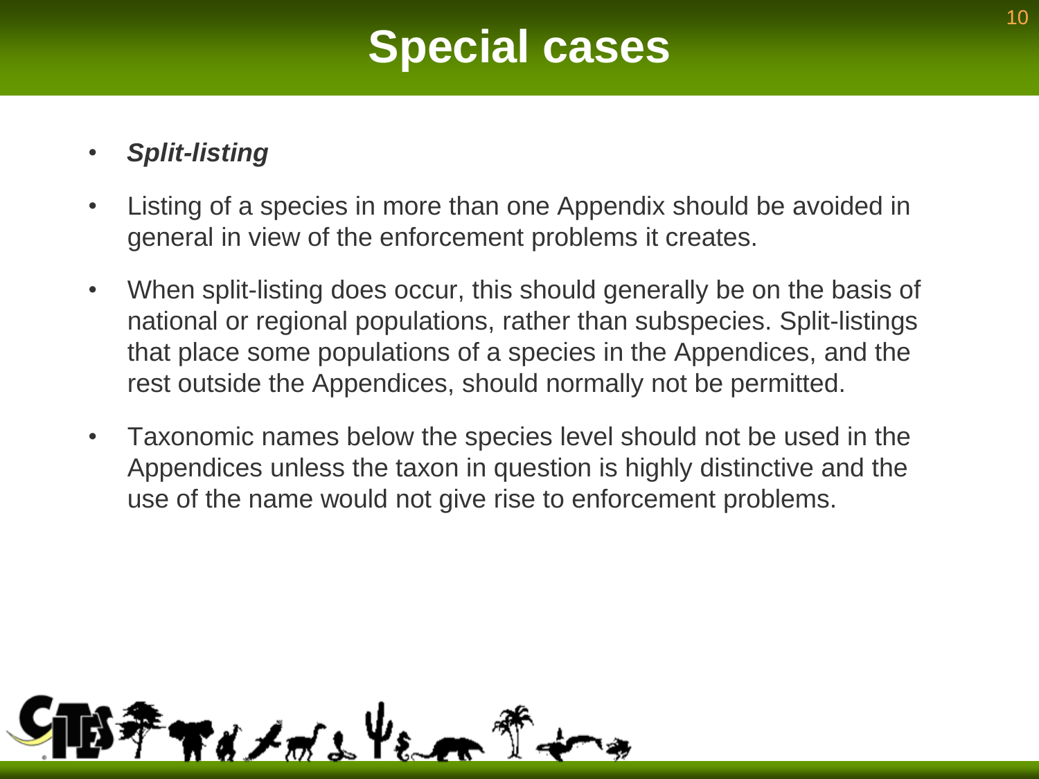# Special cases

- ***Split-listing***
- Listing of a species in more than one Appendix should be avoided in general in view of the enforcement problems it creates.
- When split-listing does occur, this should generally be on the basis of national or regional populations, rather than subspecies. Split-listings that place some populations of a species in the Appendices, and the rest outside the Appendices, should normally not be permitted.
- Taxonomic names below the species level should not be used in the Appendices unless the taxon in question is highly distinctive and the use of the name would not give rise to enforcement problems.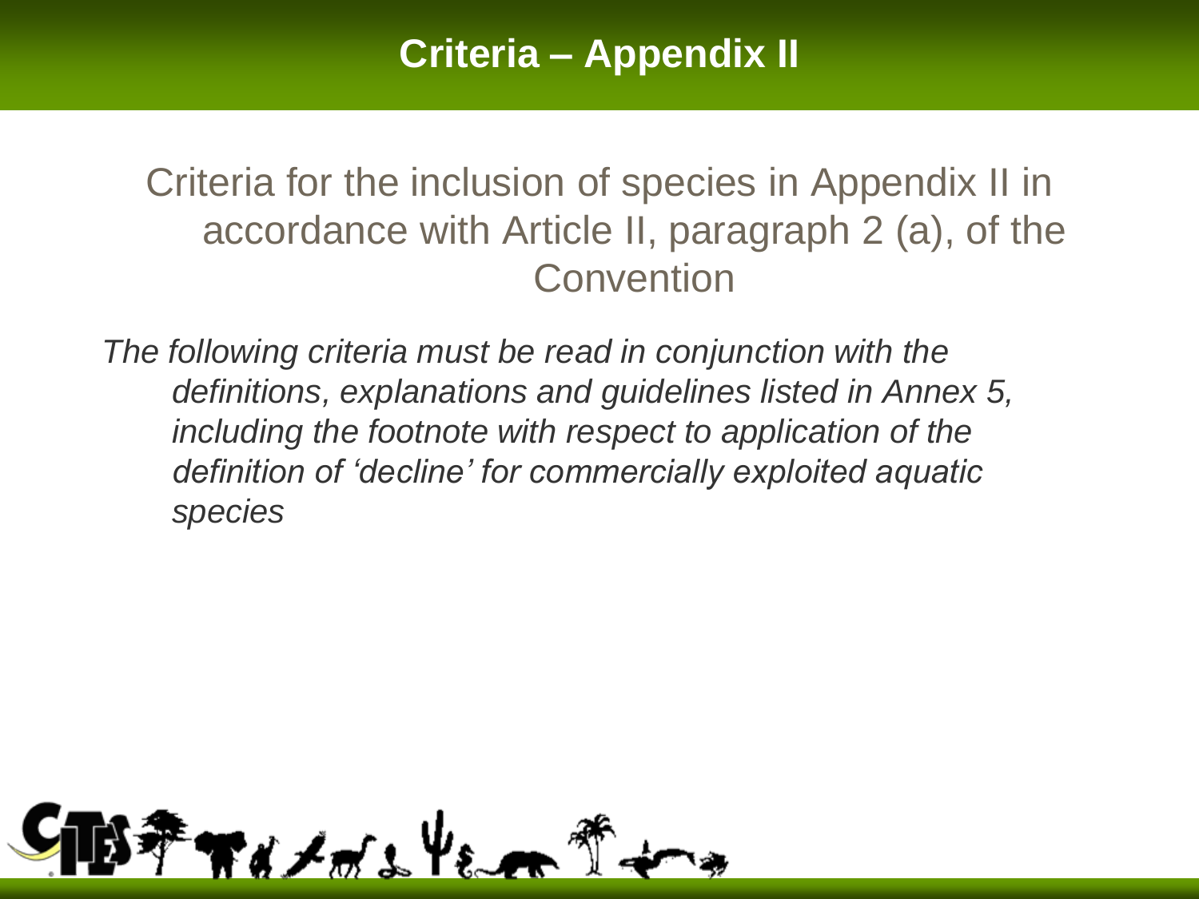# Criteria – Appendix II

Criteria for the inclusion of species in Appendix II in accordance with Article II, paragraph 2 (a), of the Convention

*The following criteria must be read in conjunction with the definitions, explanations and guidelines listed in Annex 5, including the footnote with respect to application of the definition of 'decline' for commercially exploited aquatic species*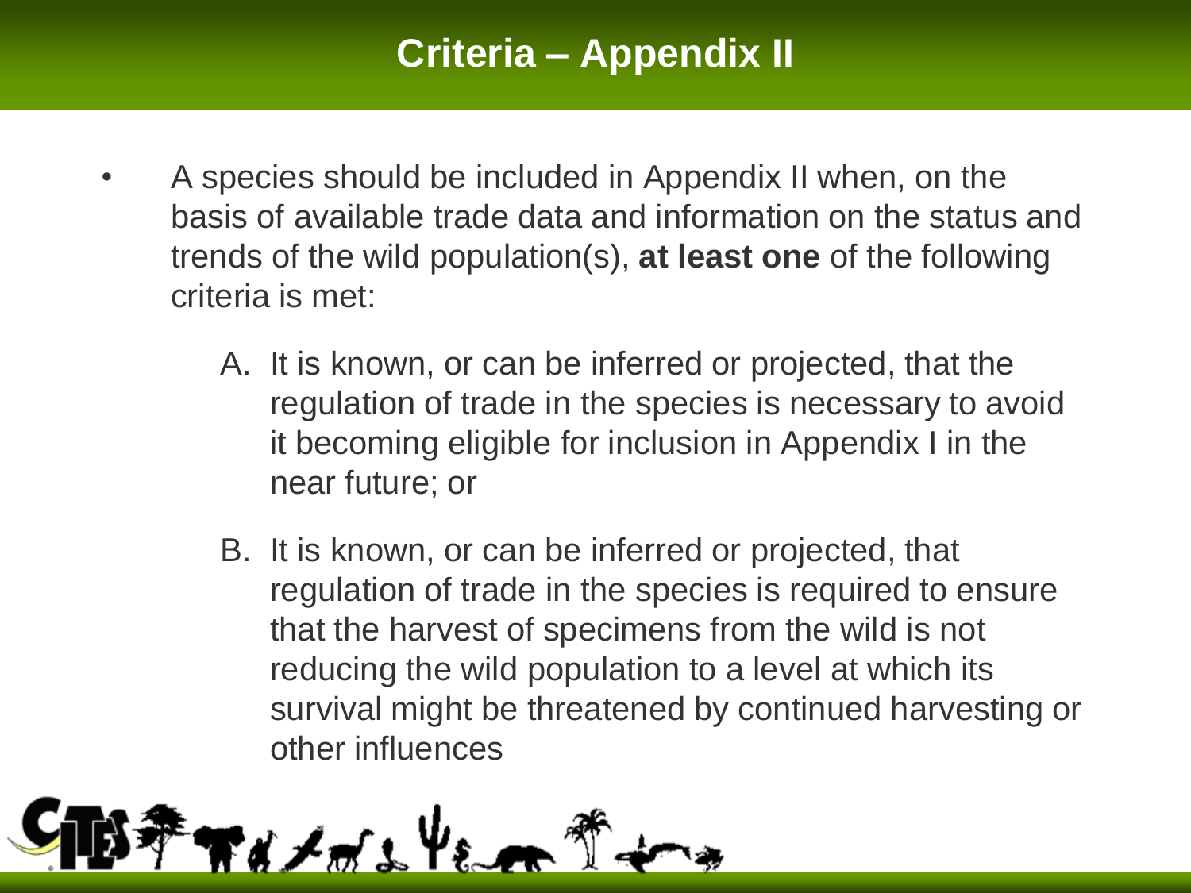# Criteria – Appendix II

- A species should be included in Appendix II when, on the basis of available trade data and information on the status and trends of the wild population(s), **at least one** of the following criteria is met:

  A. It is known, or can be inferred or projected, that the regulation of trade in the species is necessary to avoid it becoming eligible for inclusion in Appendix I in the near future; or

  B. It is known, or can be inferred or projected, that regulation of trade in the species is required to ensure that the harvest of specimens from the wild is not reducing the wild population to a level at which its survival might be threatened by continued harvesting or other influences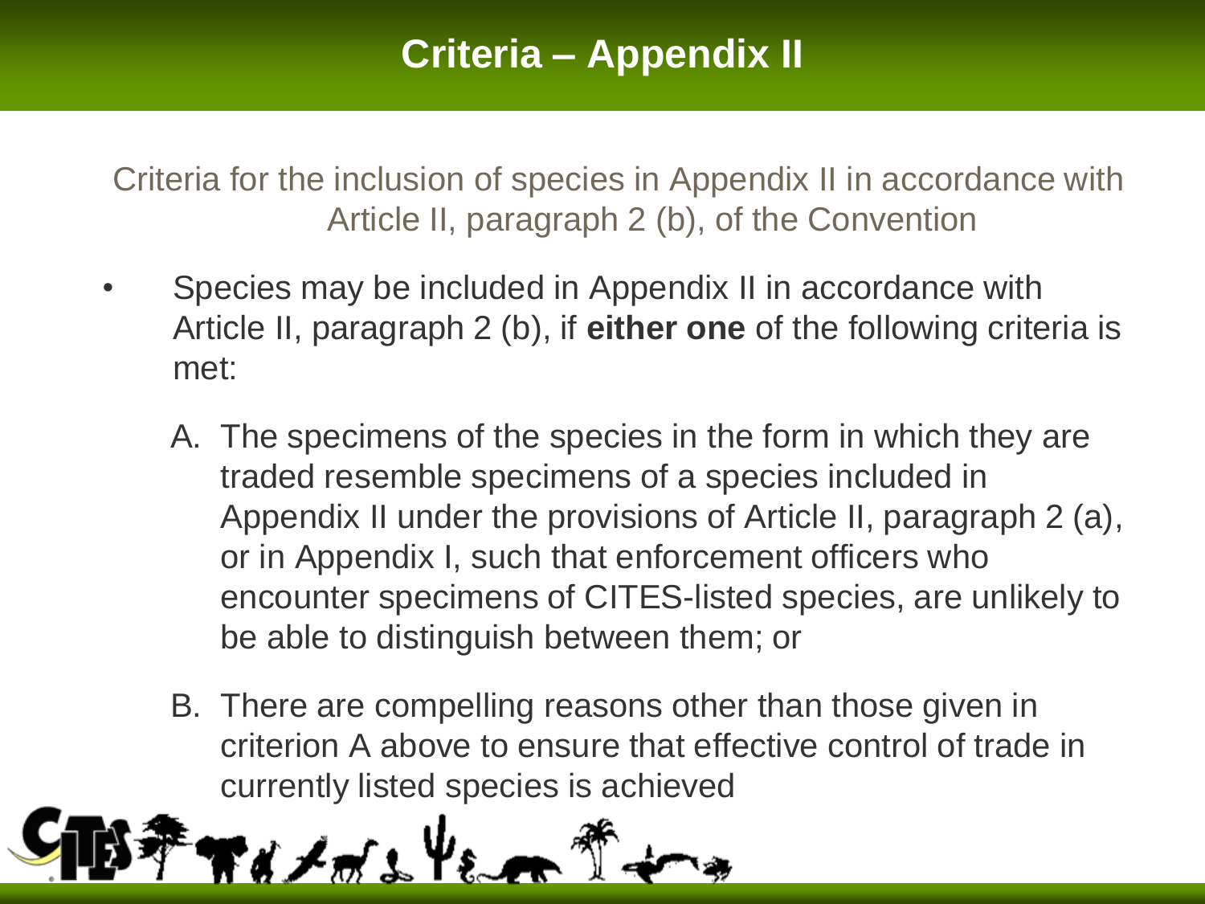# Criteria – Appendix II

Criteria for the inclusion of species in Appendix II in accordance with Article II, paragraph 2 (b), of the Convention

- Species may be included in Appendix II in accordance with Article II, paragraph 2 (b), if **either one** of the following criteria is met:

  A. The specimens of the species in the form in which they are traded resemble specimens of a species included in Appendix II under the provisions of Article II, paragraph 2 (a), or in Appendix I, such that enforcement officers who encounter specimens of CITES-listed species, are unlikely to be able to distinguish between them; or

  B. There are compelling reasons other than those given in criterion A above to ensure that effective control of trade in currently listed species is achieved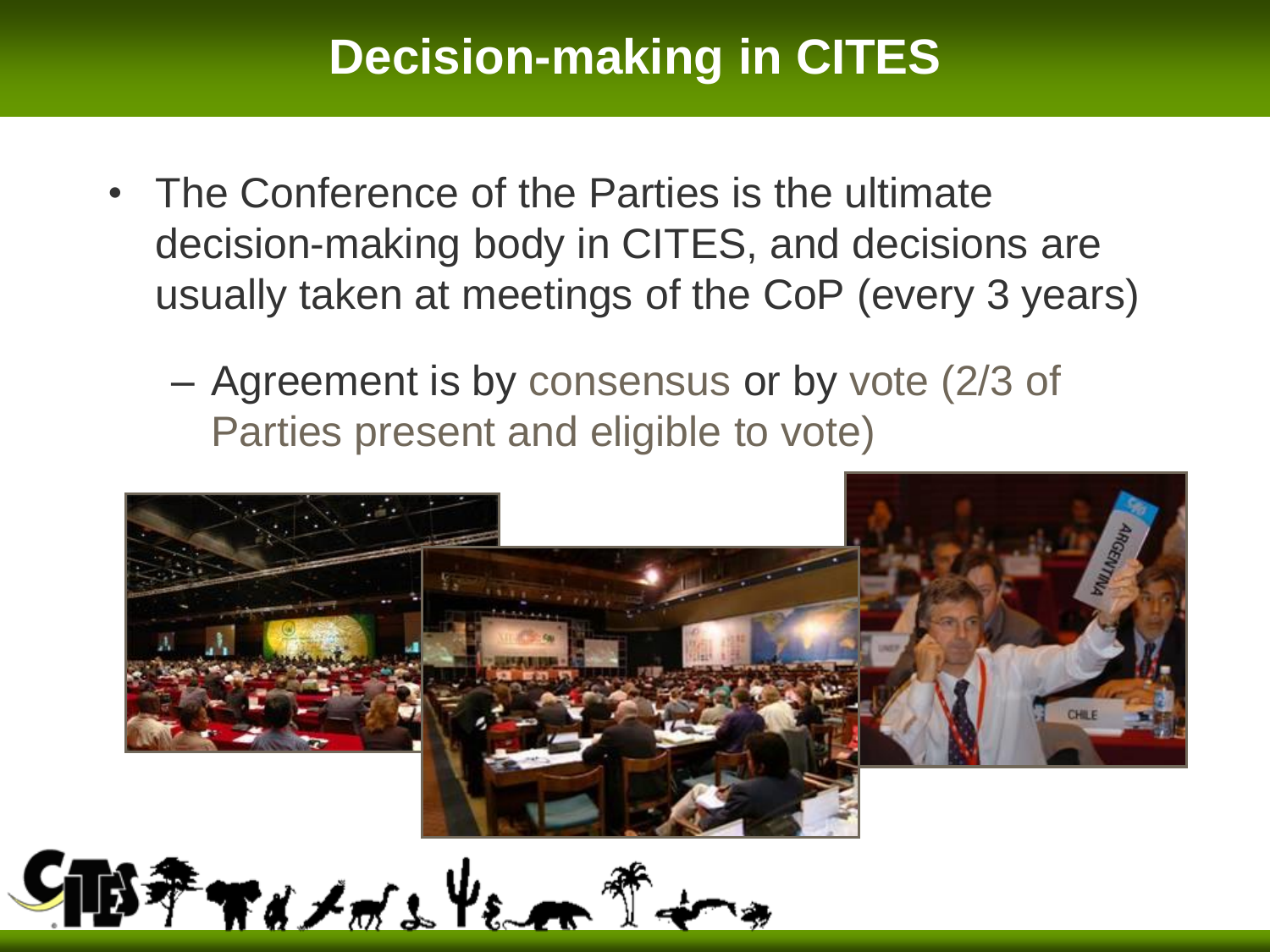# Decision-making in CITES

- The Conference of the Parties is the ultimate decision-making body in CITES, and decisions are usually taken at meetings of the CoP (every 3 years)
  - Agreement is by consensus or by vote (2/3 of Parties present and eligible to vote)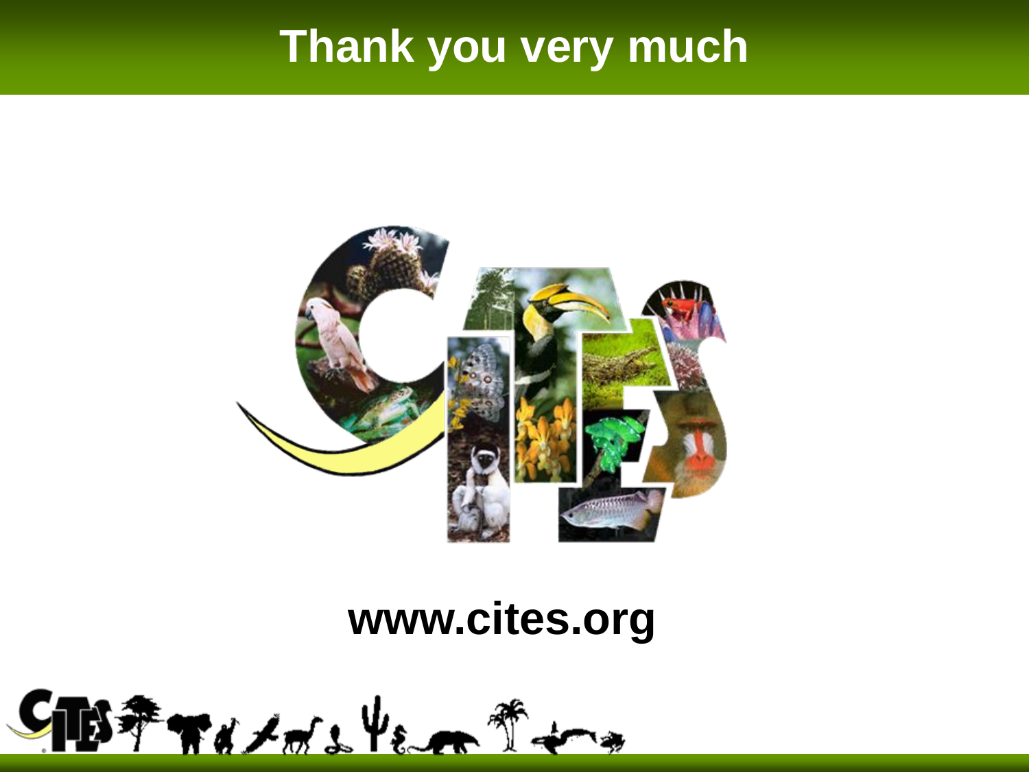# Thank you very much

www.cites.org